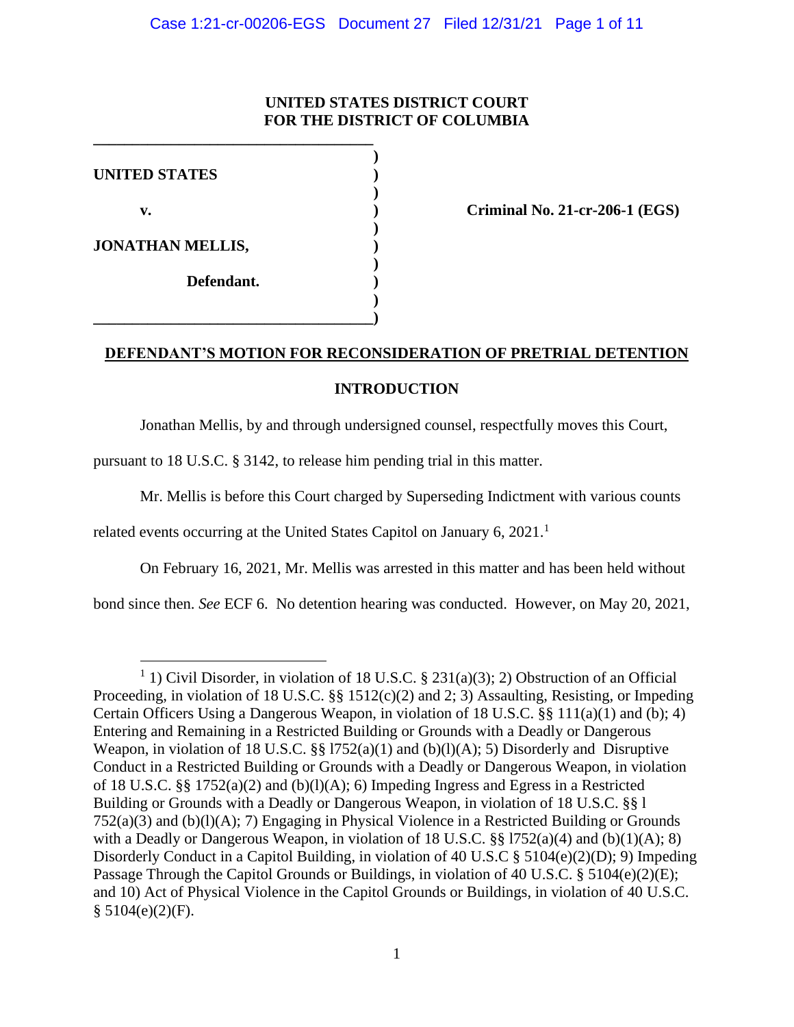UNITED STATES DISTRICT COURT
FOR THE DISTRICT OF COLUMBIA

UNITED STATES

v.

JONATHAN MELLIS,

Defendant.

Criminal No. 21-cr-206-1 (EGS)

**DEFENDANT'S MOTION FOR RECONSIDERATION OF PRETRIAL DETENTION**

**INTRODUCTION**

Jonathan Mellis, by and through undersigned counsel, respectfully moves this Court, pursuant to 18 U.S.C. § 3142, to release him pending trial in this matter.

Mr. Mellis is before this Court charged by Superseding Indictment with various counts related events occurring at the United States Capitol on January 6, 2021.[1]

On February 16, 2021, Mr. Mellis was arrested in this matter and has been held without bond since then. *See* ECF 6. No detention hearing was conducted. However, on May 20, 2021,

---

[1] 1) Civil Disorder, in violation of 18 U.S.C. § 231(a)(3); 2) Obstruction of an Official Proceeding, in violation of 18 U.S.C. §§ 1512(c)(2) and 2; 3) Assaulting, Resisting, or Impeding Certain Officers Using a Dangerous Weapon, in violation of 18 U.S.C. §§ 111(a)(1) and (b); 4) Entering and Remaining in a Restricted Building or Grounds with a Deadly or Dangerous Weapon, in violation of 18 U.S.C. §§ l752(a)(1) and (b)(l)(A); 5) Disorderly and Disruptive Conduct in a Restricted Building or Grounds with a Deadly or Dangerous Weapon, in violation of 18 U.S.C. §§ 1752(a)(2) and (b)(l)(A); 6) Impeding Ingress and Egress in a Restricted Building or Grounds with a Deadly or Dangerous Weapon, in violation of 18 U.S.C. §§ l 752(a)(3) and (b)(l)(A); 7) Engaging in Physical Violence in a Restricted Building or Grounds with a Deadly or Dangerous Weapon, in violation of 18 U.S.C. §§ l752(a)(4) and (b)(1)(A); 8) Disorderly Conduct in a Capitol Building, in violation of 40 U.S.C § 5104(e)(2)(D); 9) Impeding Passage Through the Capitol Grounds or Buildings, in violation of 40 U.S.C. § 5104(e)(2)(E); and 10) Act of Physical Violence in the Capitol Grounds or Buildings, in violation of 40 U.S.C. § 5104(e)(2)(F).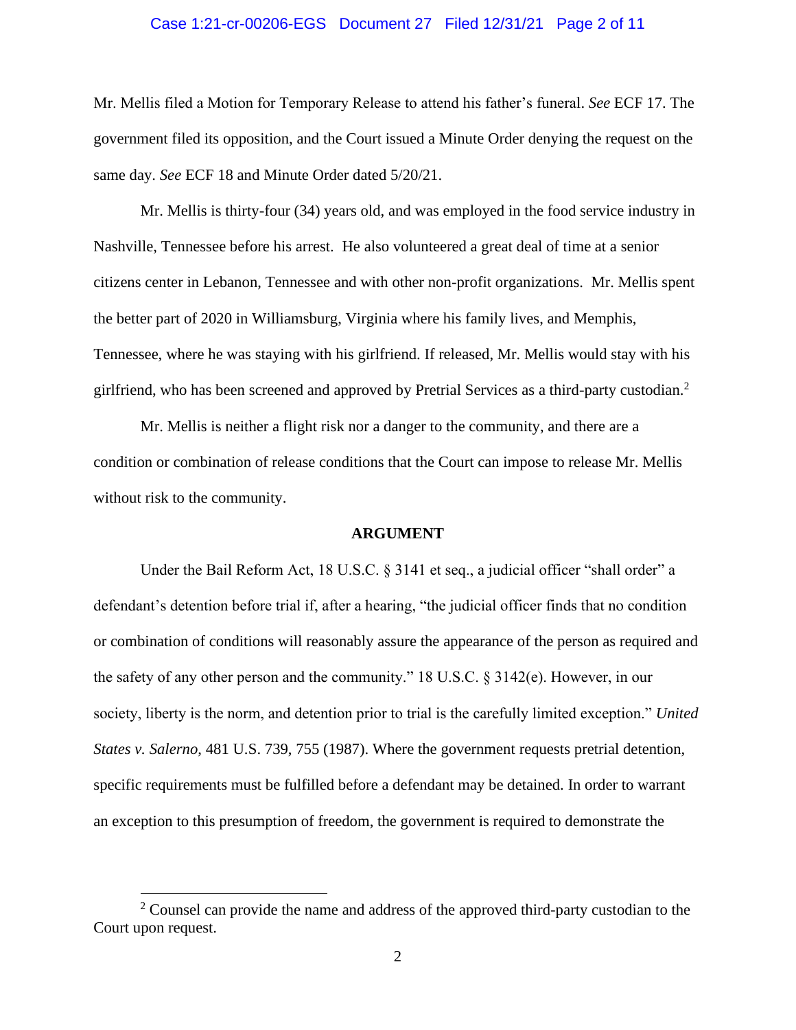Mr. Mellis filed a Motion for Temporary Release to attend his father's funeral. *See* ECF 17. The government filed its opposition, and the Court issued a Minute Order denying the request on the same day. *See* ECF 18 and Minute Order dated 5/20/21.

Mr. Mellis is thirty-four (34) years old, and was employed in the food service industry in Nashville, Tennessee before his arrest. He also volunteered a great deal of time at a senior citizens center in Lebanon, Tennessee and with other non-profit organizations. Mr. Mellis spent the better part of 2020 in Williamsburg, Virginia where his family lives, and Memphis, Tennessee, where he was staying with his girlfriend. If released, Mr. Mellis would stay with his girlfriend, who has been screened and approved by Pretrial Services as a third-party custodian.[2]

Mr. Mellis is neither a flight risk nor a danger to the community, and there are a condition or combination of release conditions that the Court can impose to release Mr. Mellis without risk to the community.

## ARGUMENT

Under the Bail Reform Act, 18 U.S.C. § 3141 et seq., a judicial officer "shall order" a defendant's detention before trial if, after a hearing, "the judicial officer finds that no condition or combination of conditions will reasonably assure the appearance of the person as required and the safety of any other person and the community." 18 U.S.C. § 3142(e). However, in our society, liberty is the norm, and detention prior to trial is the carefully limited exception." *United States v. Salerno*, 481 U.S. 739, 755 (1987). Where the government requests pretrial detention, specific requirements must be fulfilled before a defendant may be detained. In order to warrant an exception to this presumption of freedom, the government is required to demonstrate the

[2] Counsel can provide the name and address of the approved third-party custodian to the Court upon request.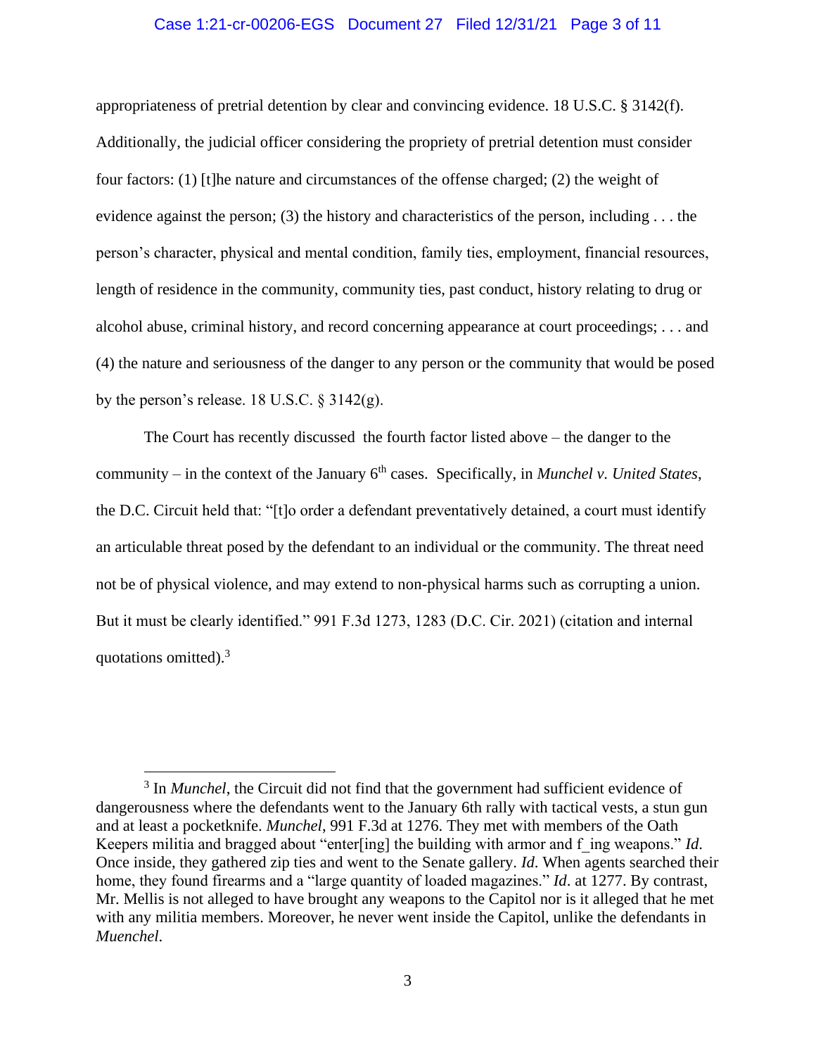appropriateness of pretrial detention by clear and convincing evidence. 18 U.S.C. § 3142(f). Additionally, the judicial officer considering the propriety of pretrial detention must consider four factors: (1) [t]he nature and circumstances of the offense charged; (2) the weight of evidence against the person; (3) the history and characteristics of the person, including . . . the person's character, physical and mental condition, family ties, employment, financial resources, length of residence in the community, community ties, past conduct, history relating to drug or alcohol abuse, criminal history, and record concerning appearance at court proceedings; . . . and (4) the nature and seriousness of the danger to any person or the community that would be posed by the person's release. 18 U.S.C. § 3142(g).

The Court has recently discussed the fourth factor listed above – the danger to the community – in the context of the January 6th cases. Specifically, in *Munchel v. United States*, the D.C. Circuit held that: "[t]o order a defendant preventatively detained, a court must identify an articulable threat posed by the defendant to an individual or the community. The threat need not be of physical violence, and may extend to non-physical harms such as corrupting a union. But it must be clearly identified." 991 F.3d 1273, 1283 (D.C. Cir. 2021) (citation and internal quotations omitted).[3]

---

[3] In *Munchel*, the Circuit did not find that the government had sufficient evidence of dangerousness where the defendants went to the January 6th rally with tactical vests, a stun gun and at least a pocketknife. *Munchel*, 991 F.3d at 1276. They met with members of the Oath Keepers militia and bragged about "enter[ing] the building with armor and f_ing weapons." *Id*. Once inside, they gathered zip ties and went to the Senate gallery. *Id*. When agents searched their home, they found firearms and a "large quantity of loaded magazines." *Id*. at 1277. By contrast, Mr. Mellis is not alleged to have brought any weapons to the Capitol nor is it alleged that he met with any militia members. Moreover, he never went inside the Capitol, unlike the defendants in *Muenchel*.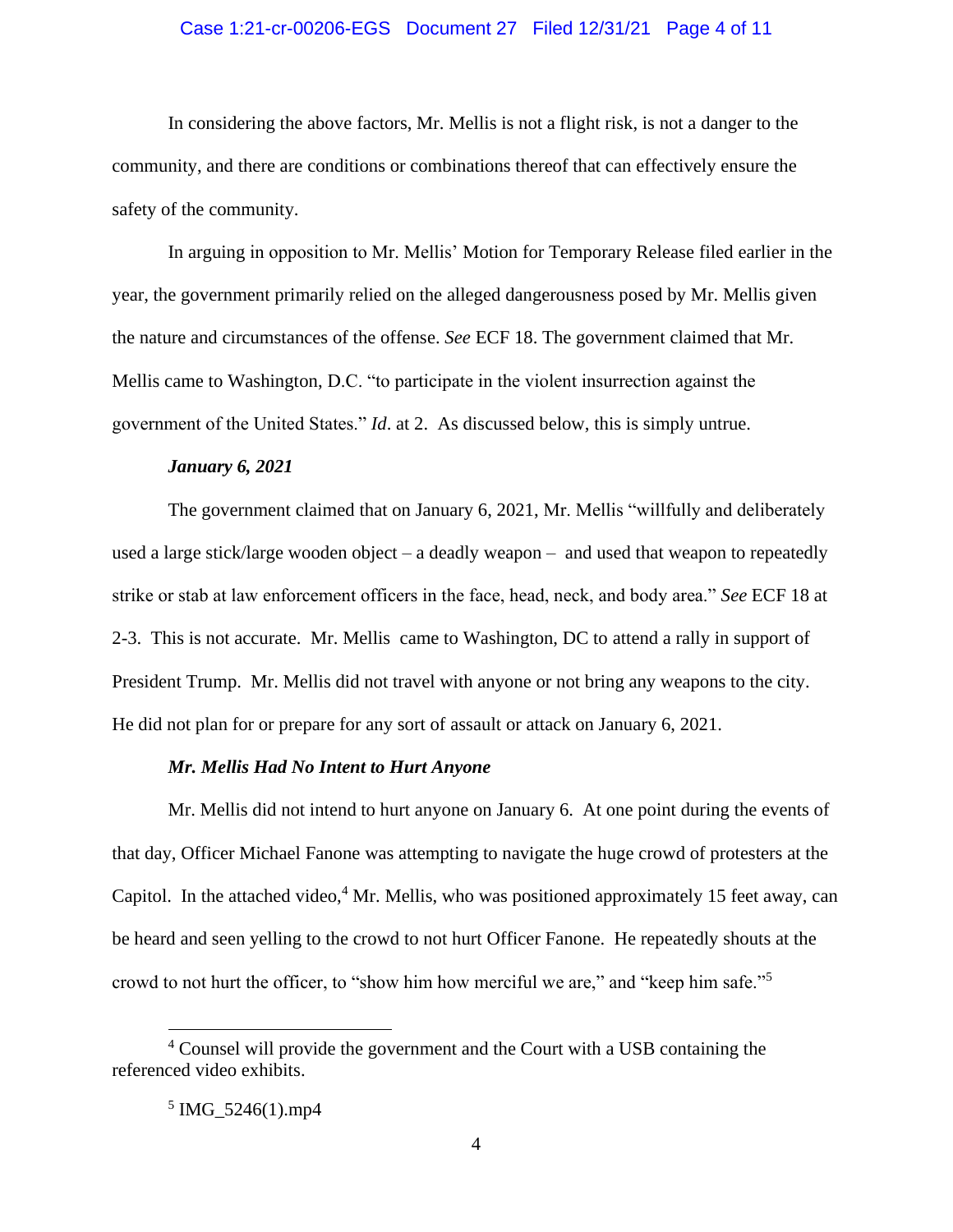In considering the above factors, Mr. Mellis is not a flight risk, is not a danger to the community, and there are conditions or combinations thereof that can effectively ensure the safety of the community.

In arguing in opposition to Mr. Mellis' Motion for Temporary Release filed earlier in the year, the government primarily relied on the alleged dangerousness posed by Mr. Mellis given the nature and circumstances of the offense. *See* ECF 18. The government claimed that Mr. Mellis came to Washington, D.C. "to participate in the violent insurrection against the government of the United States." *Id*. at 2. As discussed below, this is simply untrue.

***January 6, 2021***

The government claimed that on January 6, 2021, Mr. Mellis "willfully and deliberately used a large stick/large wooden object – a deadly weapon – and used that weapon to repeatedly strike or stab at law enforcement officers in the face, head, neck, and body area." *See* ECF 18 at 2-3. This is not accurate. Mr. Mellis came to Washington, DC to attend a rally in support of President Trump. Mr. Mellis did not travel with anyone or not bring any weapons to the city. He did not plan for or prepare for any sort of assault or attack on January 6, 2021.

***Mr. Mellis Had No Intent to Hurt Anyone***

Mr. Mellis did not intend to hurt anyone on January 6. At one point during the events of that day, Officer Michael Fanone was attempting to navigate the huge crowd of protesters at the Capitol. In the attached video,[4] Mr. Mellis, who was positioned approximately 15 feet away, can be heard and seen yelling to the crowd to not hurt Officer Fanone. He repeatedly shouts at the crowd to not hurt the officer, to "show him how merciful we are," and "keep him safe."[5]

---

[4] Counsel will provide the government and the Court with a USB containing the referenced video exhibits.

[5] IMG_5246(1).mp4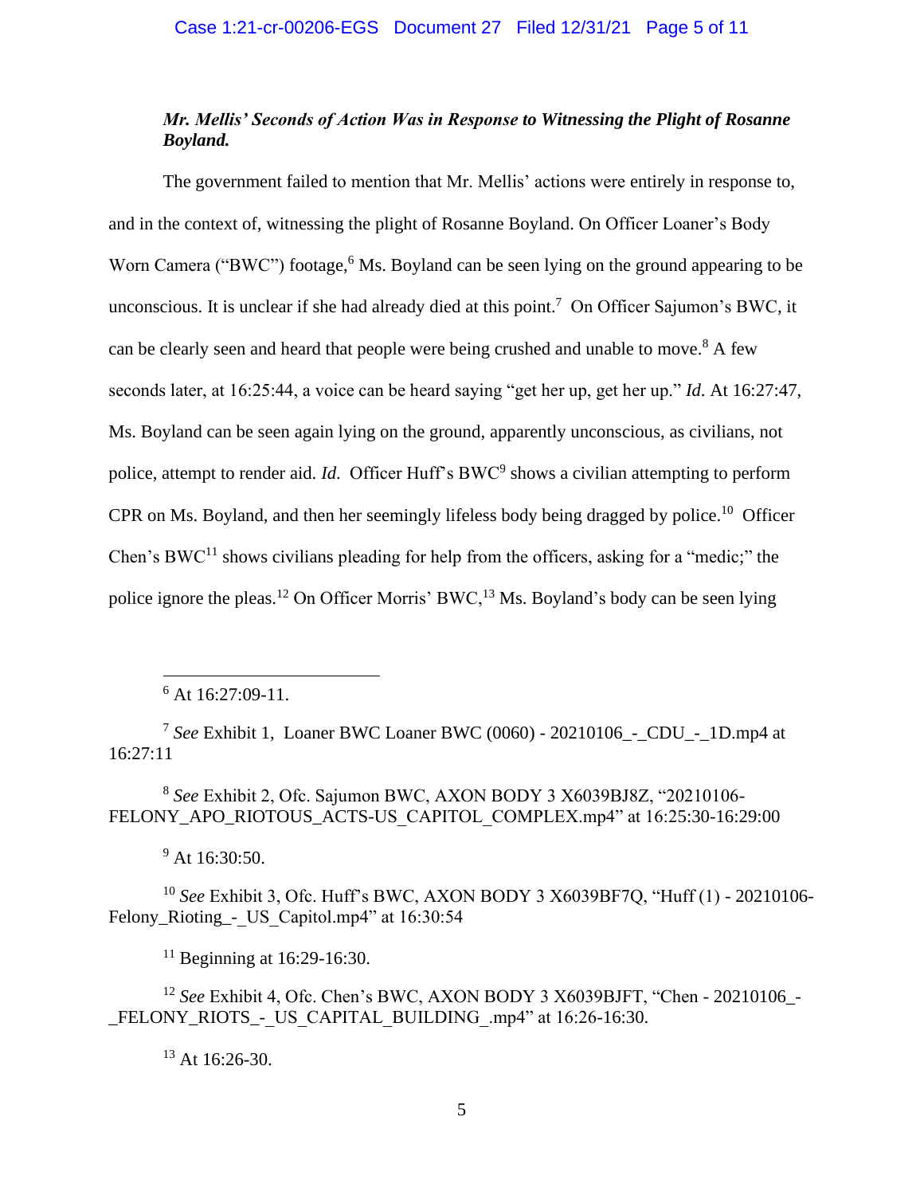***Mr. Mellis' Seconds of Action Was in Response to Witnessing the Plight of Rosanne Boyland.***

The government failed to mention that Mr. Mellis' actions were entirely in response to, and in the context of, witnessing the plight of Rosanne Boyland. On Officer Loaner's Body Worn Camera ("BWC") footage,[6] Ms. Boyland can be seen lying on the ground appearing to be unconscious. It is unclear if she had already died at this point.[7] On Officer Sajumon's BWC, it can be clearly seen and heard that people were being crushed and unable to move.[8] A few seconds later, at 16:25:44, a voice can be heard saying "get her up, get her up." *Id.* At 16:27:47, Ms. Boyland can be seen again lying on the ground, apparently unconscious, as civilians, not police, attempt to render aid. *Id.* Officer Huff's BWC[9] shows a civilian attempting to perform CPR on Ms. Boyland, and then her seemingly lifeless body being dragged by police.[10] Officer Chen's BWC[11] shows civilians pleading for help from the officers, asking for a "medic;" the police ignore the pleas.[12] On Officer Morris' BWC,[13] Ms. Boyland's body can be seen lying

---

[6] At 16:27:09-11.

[7] *See* Exhibit 1, Loaner BWC Loaner BWC (0060) - 20210106_-_CDU_-_1D.mp4 at 16:27:11

[8] *See* Exhibit 2, Ofc. Sajumon BWC, AXON BODY 3 X6039BJ8Z, "20210106-FELONY_APO_RIOTOUS_ACTS-US_CAPITOL_COMPLEX.mp4" at 16:25:30-16:29:00

[9] At 16:30:50.

[10] *See* Exhibit 3, Ofc. Huff's BWC, AXON BODY 3 X6039BF7Q, "Huff (1) - 20210106-Felony_Rioting_-_US_Capitol.mp4" at 16:30:54

[11] Beginning at 16:29-16:30.

[12] *See* Exhibit 4, Ofc. Chen's BWC, AXON BODY 3 X6039BJFT, "Chen - 20210106_-_FELONY_RIOTS_-_US_CAPITAL_BUILDING_.mp4" at 16:26-16:30.

[13] At 16:26-30.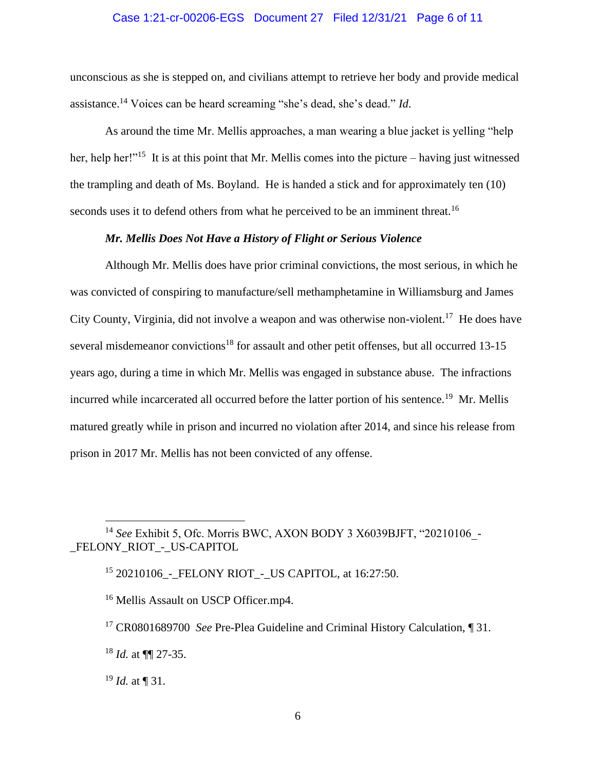unconscious as she is stepped on, and civilians attempt to retrieve her body and provide medical assistance.[14] Voices can be heard screaming "she's dead, she's dead." *Id*.

As around the time Mr. Mellis approaches, a man wearing a blue jacket is yelling "help her, help her!"[15] It is at this point that Mr. Mellis comes into the picture – having just witnessed the trampling and death of Ms. Boyland. He is handed a stick and for approximately ten (10) seconds uses it to defend others from what he perceived to be an imminent threat.[16]

***Mr. Mellis Does Not Have a History of Flight or Serious Violence***

Although Mr. Mellis does have prior criminal convictions, the most serious, in which he was convicted of conspiring to manufacture/sell methamphetamine in Williamsburg and James City County, Virginia, did not involve a weapon and was otherwise non-violent.[17] He does have several misdemeanor convictions[18] for assault and other petit offenses, but all occurred 13-15 years ago, during a time in which Mr. Mellis was engaged in substance abuse. The infractions incurred while incarcerated all occurred before the latter portion of his sentence.[19] Mr. Mellis matured greatly while in prison and incurred no violation after 2014, and since his release from prison in 2017 Mr. Mellis has not been convicted of any offense.

---

[14] *See* Exhibit 5, Ofc. Morris BWC, AXON BODY 3 X6039BJFT, "20210106_-_FELONY_RIOT_-_US-CAPITOL

[15] 20210106_-_FELONY RIOT_-_US CAPITOL, at 16:27:50.

[16] Mellis Assault on USCP Officer.mp4.

[17] CR0801689700 *See* Pre-Plea Guideline and Criminal History Calculation, ¶ 31.

[18] *Id.* at ¶¶ 27-35.

[19] *Id.* at ¶ 31.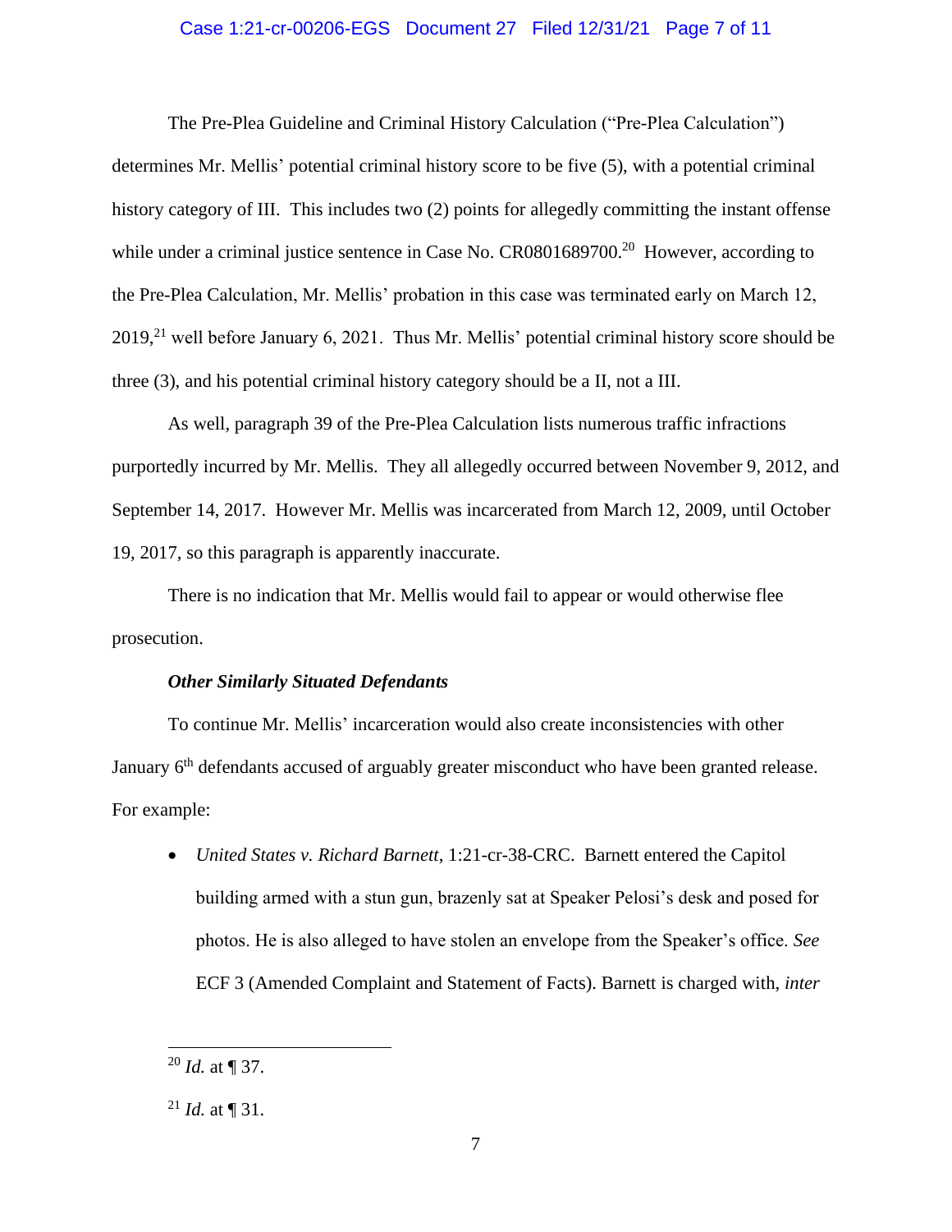The Pre-Plea Guideline and Criminal History Calculation ("Pre-Plea Calculation") determines Mr. Mellis' potential criminal history score to be five (5), with a potential criminal history category of III. This includes two (2) points for allegedly committing the instant offense while under a criminal justice sentence in Case No. CR0801689700.[20] However, according to the Pre-Plea Calculation, Mr. Mellis' probation in this case was terminated early on March 12, 2019,[21] well before January 6, 2021. Thus Mr. Mellis' potential criminal history score should be three (3), and his potential criminal history category should be a II, not a III.

As well, paragraph 39 of the Pre-Plea Calculation lists numerous traffic infractions purportedly incurred by Mr. Mellis. They all allegedly occurred between November 9, 2012, and September 14, 2017. However Mr. Mellis was incarcerated from March 12, 2009, until October 19, 2017, so this paragraph is apparently inaccurate.

There is no indication that Mr. Mellis would fail to appear or would otherwise flee prosecution.

***Other Similarly Situated Defendants***

To continue Mr. Mellis' incarceration would also create inconsistencies with other January 6th defendants accused of arguably greater misconduct who have been granted release. For example:

- *United States v. Richard Barnett*, 1:21-cr-38-CRC. Barnett entered the Capitol building armed with a stun gun, brazenly sat at Speaker Pelosi's desk and posed for photos. He is also alleged to have stolen an envelope from the Speaker's office. *See* ECF 3 (Amended Complaint and Statement of Facts). Barnett is charged with, *inter*

---

[20] *Id.* at ¶ 37.

[21] *Id.* at ¶ 31.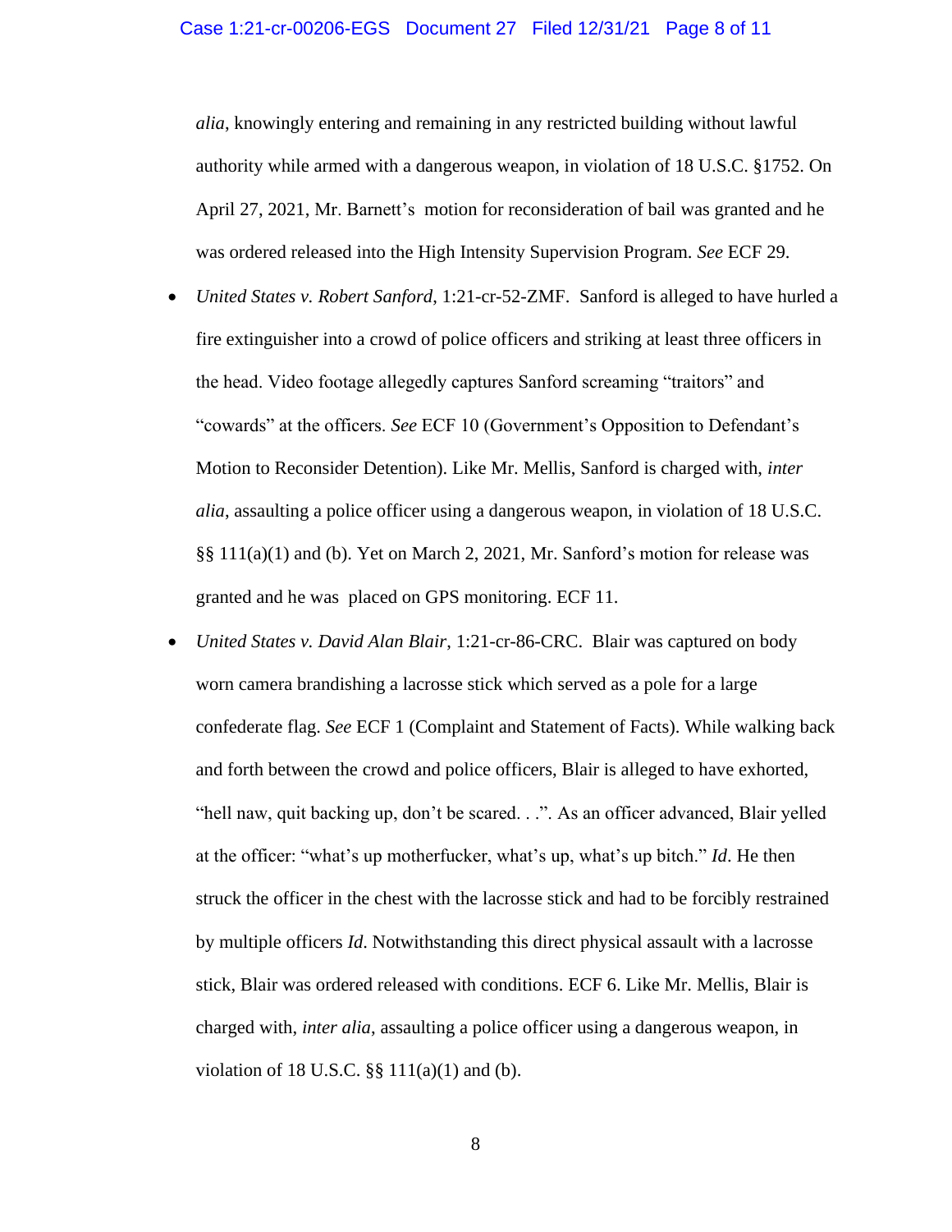*alia*, knowingly entering and remaining in any restricted building without lawful authority while armed with a dangerous weapon, in violation of 18 U.S.C. §1752. On April 27, 2021, Mr. Barnett's motion for reconsideration of bail was granted and he was ordered released into the High Intensity Supervision Program. *See* ECF 29.

- *United States v. Robert Sanford*, 1:21-cr-52-ZMF. Sanford is alleged to have hurled a fire extinguisher into a crowd of police officers and striking at least three officers in the head. Video footage allegedly captures Sanford screaming "traitors" and "cowards" at the officers. *See* ECF 10 (Government's Opposition to Defendant's Motion to Reconsider Detention). Like Mr. Mellis, Sanford is charged with, *inter alia*, assaulting a police officer using a dangerous weapon, in violation of 18 U.S.C. §§ 111(a)(1) and (b). Yet on March 2, 2021, Mr. Sanford's motion for release was granted and he was placed on GPS monitoring. ECF 11.
- *United States v. David Alan Blair*, 1:21-cr-86-CRC. Blair was captured on body worn camera brandishing a lacrosse stick which served as a pole for a large confederate flag. *See* ECF 1 (Complaint and Statement of Facts). While walking back and forth between the crowd and police officers, Blair is alleged to have exhorted, "hell naw, quit backing up, don't be scared. . .". As an officer advanced, Blair yelled at the officer: "what's up motherfucker, what's up, what's up bitch." *Id*. He then struck the officer in the chest with the lacrosse stick and had to be forcibly restrained by multiple officers *Id*. Notwithstanding this direct physical assault with a lacrosse stick, Blair was ordered released with conditions. ECF 6. Like Mr. Mellis, Blair is charged with, *inter alia*, assaulting a police officer using a dangerous weapon, in violation of 18 U.S.C. §§ 111(a)(1) and (b).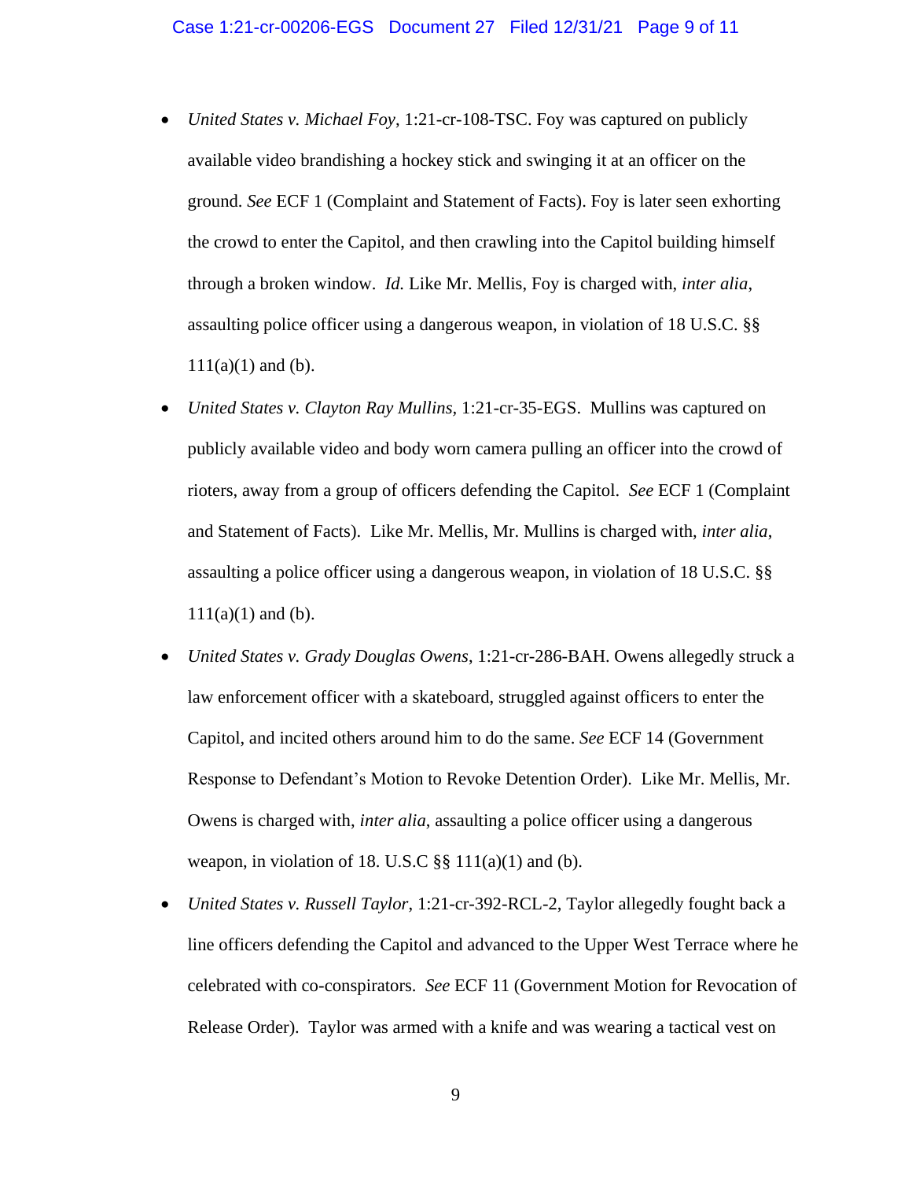- *United States v. Michael Foy*, 1:21-cr-108-TSC. Foy was captured on publicly available video brandishing a hockey stick and swinging it at an officer on the ground. *See* ECF 1 (Complaint and Statement of Facts). Foy is later seen exhorting the crowd to enter the Capitol, and then crawling into the Capitol building himself through a broken window. *Id.* Like Mr. Mellis, Foy is charged with, *inter alia*, assaulting police officer using a dangerous weapon, in violation of 18 U.S.C. §§ 111(a)(1) and (b).
- *United States v. Clayton Ray Mullins*, 1:21-cr-35-EGS. Mullins was captured on publicly available video and body worn camera pulling an officer into the crowd of rioters, away from a group of officers defending the Capitol. *See* ECF 1 (Complaint and Statement of Facts). Like Mr. Mellis, Mr. Mullins is charged with, *inter alia*, assaulting a police officer using a dangerous weapon, in violation of 18 U.S.C. §§ 111(a)(1) and (b).
- *United States v. Grady Douglas Owens*, 1:21-cr-286-BAH. Owens allegedly struck a law enforcement officer with a skateboard, struggled against officers to enter the Capitol, and incited others around him to do the same. *See* ECF 14 (Government Response to Defendant's Motion to Revoke Detention Order). Like Mr. Mellis, Mr. Owens is charged with, *inter alia*, assaulting a police officer using a dangerous weapon, in violation of 18. U.S.C §§ 111(a)(1) and (b).
- *United States v. Russell Taylor*, 1:21-cr-392-RCL-2, Taylor allegedly fought back a line officers defending the Capitol and advanced to the Upper West Terrace where he celebrated with co-conspirators. *See* ECF 11 (Government Motion for Revocation of Release Order). Taylor was armed with a knife and was wearing a tactical vest on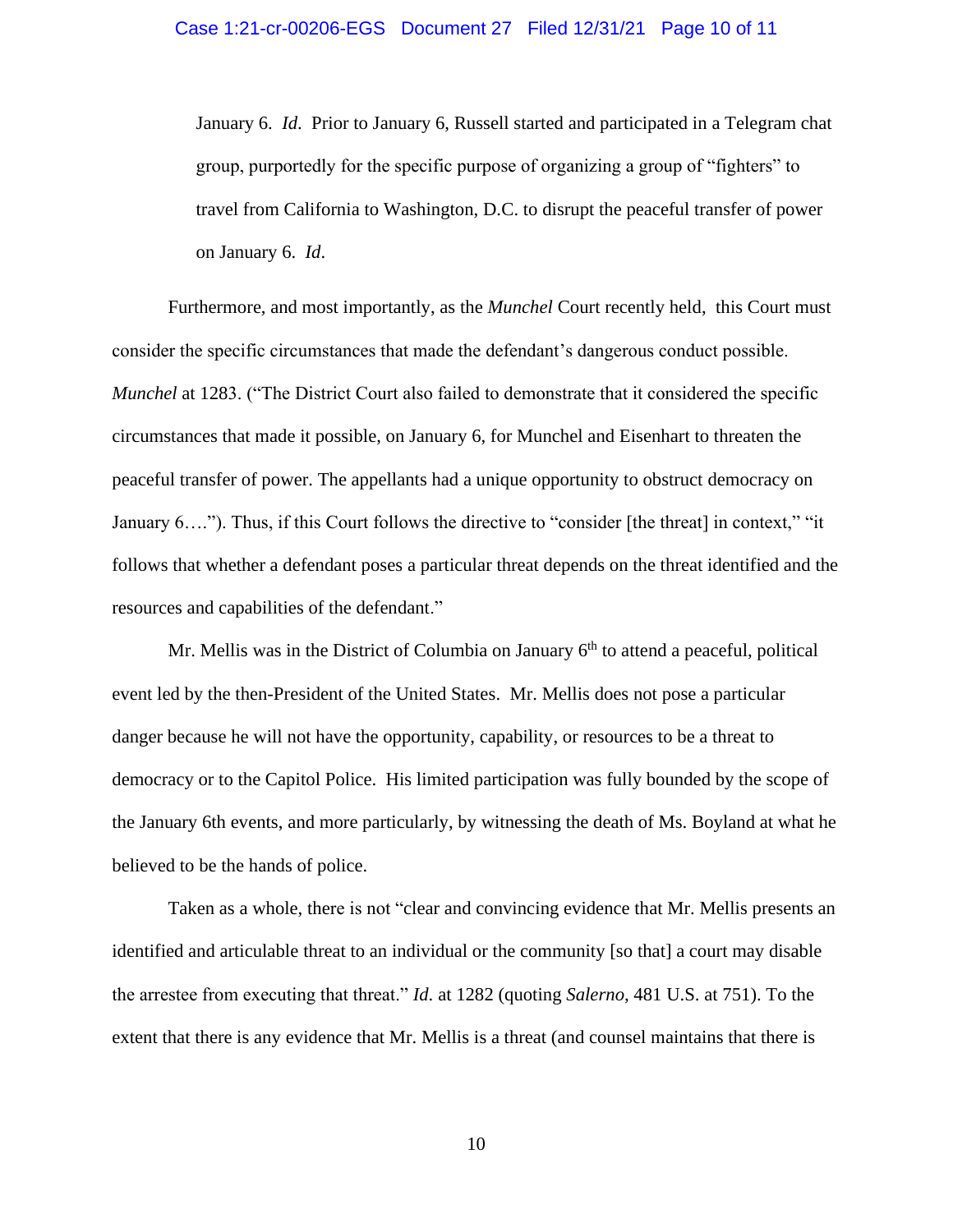January 6. *Id*. Prior to January 6, Russell started and participated in a Telegram chat group, purportedly for the specific purpose of organizing a group of "fighters" to travel from California to Washington, D.C. to disrupt the peaceful transfer of power on January 6. *Id*.

Furthermore, and most importantly, as the *Munchel* Court recently held, this Court must consider the specific circumstances that made the defendant's dangerous conduct possible. *Munchel* at 1283. ("The District Court also failed to demonstrate that it considered the specific circumstances that made it possible, on January 6, for Munchel and Eisenhart to threaten the peaceful transfer of power. The appellants had a unique opportunity to obstruct democracy on January 6…."). Thus, if this Court follows the directive to "consider [the threat] in context," "it follows that whether a defendant poses a particular threat depends on the threat identified and the resources and capabilities of the defendant."

Mr. Mellis was in the District of Columbia on January 6th to attend a peaceful, political event led by the then-President of the United States. Mr. Mellis does not pose a particular danger because he will not have the opportunity, capability, or resources to be a threat to democracy or to the Capitol Police. His limited participation was fully bounded by the scope of the January 6th events, and more particularly, by witnessing the death of Ms. Boyland at what he believed to be the hands of police.

Taken as a whole, there is not "clear and convincing evidence that Mr. Mellis presents an identified and articulable threat to an individual or the community [so that] a court may disable the arrestee from executing that threat." *Id*. at 1282 (quoting *Salerno*, 481 U.S. at 751). To the extent that there is any evidence that Mr. Mellis is a threat (and counsel maintains that there is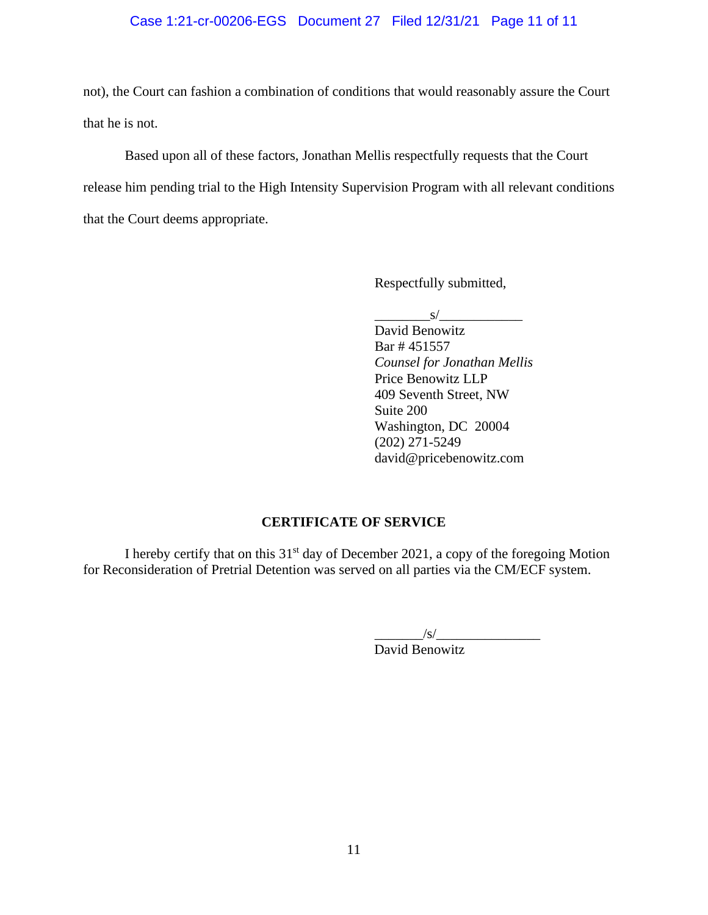not), the Court can fashion a combination of conditions that would reasonably assure the Court that he is not.

Based upon all of these factors, Jonathan Mellis respectfully requests that the Court release him pending trial to the High Intensity Supervision Program with all relevant conditions that the Court deems appropriate.

Respectfully submitted,

________s/____________
David Benowitz
Bar # 451557
*Counsel for Jonathan Mellis*
Price Benowitz LLP
409 Seventh Street, NW
Suite 200
Washington, DC 20004
(202) 271-5249
david@pricebenowitz.com

**CERTIFICATE OF SERVICE**

I hereby certify that on this 31st day of December 2021, a copy of the foregoing Motion for Reconsideration of Pretrial Detention was served on all parties via the CM/ECF system.

_______/s/_______________
David Benowitz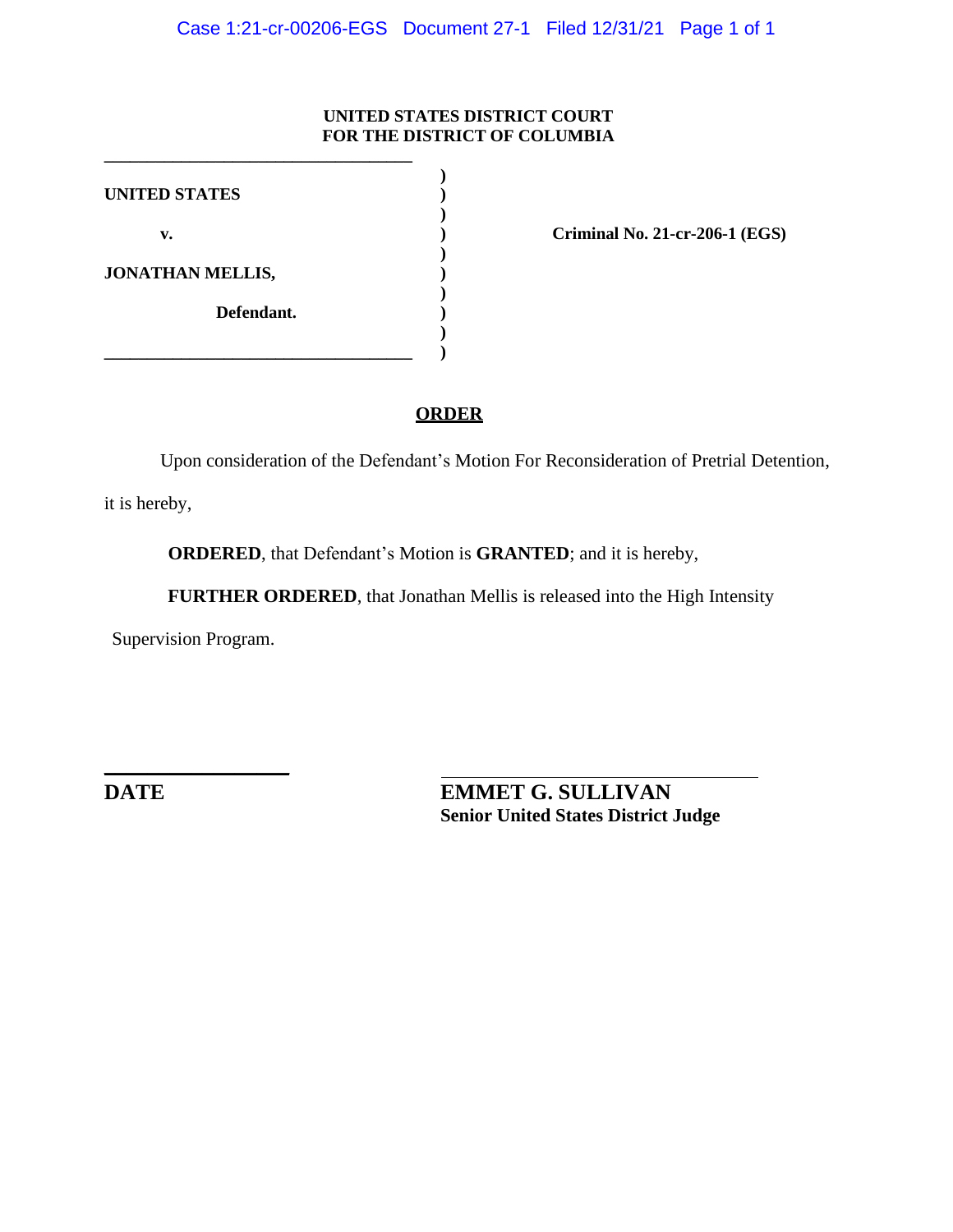**UNITED STATES DISTRICT COURT**
**FOR THE DISTRICT OF COLUMBIA**

| | | |
|---|---|---|
| **UNITED STATES** | ) | |
| **v.** | ) | **Criminal No. 21-cr-206-1 (EGS)** |
| **JONATHAN MELLIS,** | ) | |
| **Defendant.** | ) | |

## **ORDER**

Upon consideration of the Defendant's Motion For Reconsideration of Pretrial Detention, it is hereby,

**ORDERED**, that Defendant's Motion is **GRANTED**; and it is hereby,

**FURTHER ORDERED**, that Jonathan Mellis is released into the High Intensity Supervision Program.

______________________

**DATE**

______________________

**EMMET G. SULLIVAN**
**Senior United States District Judge**